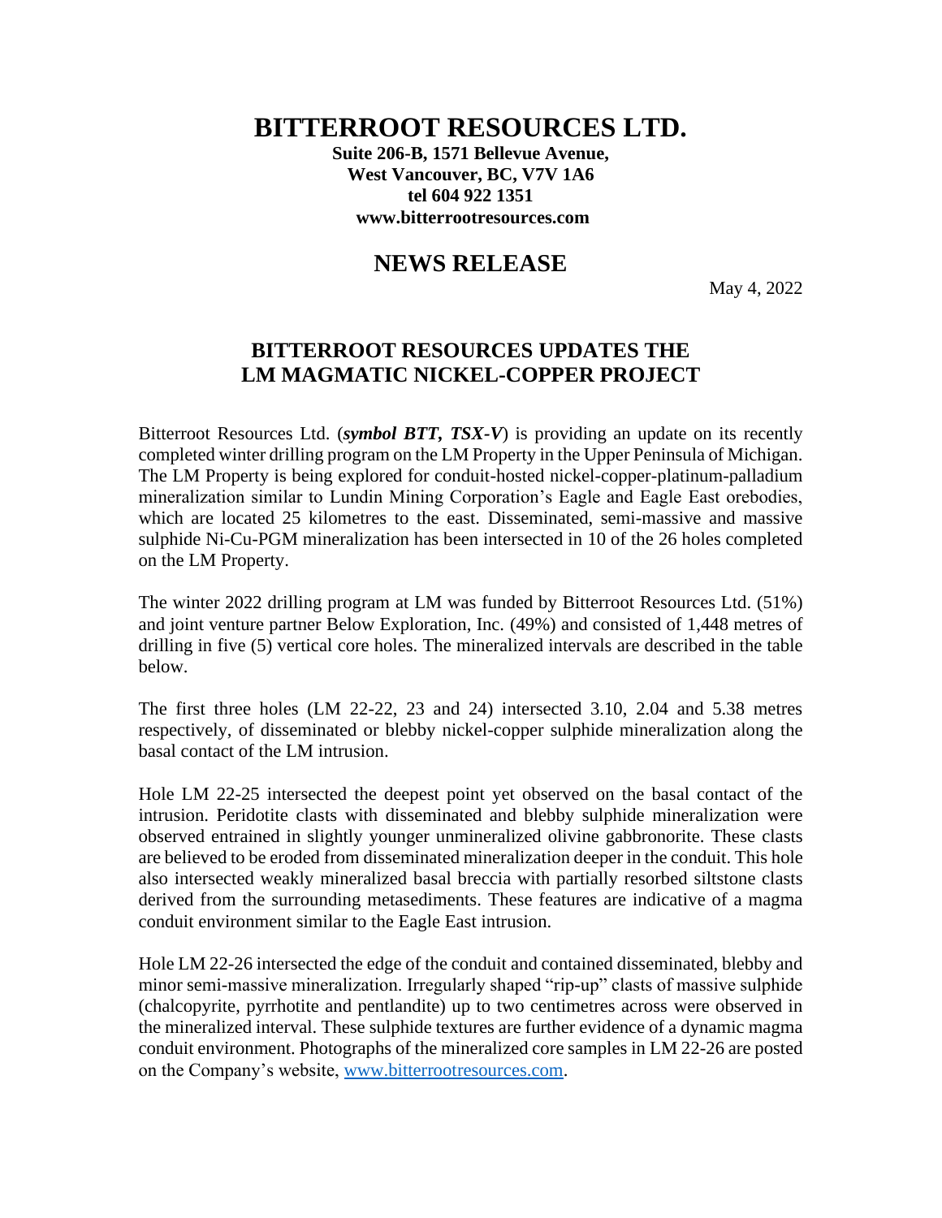# BITTERROOT RESOURCES LTD.

**Suite 206-B, 1571 Bellevue Avenue,**
**West Vancouver, BC, V7V 1A6**
**tel 604 922 1351**
**www.bitterrootresources.com**

## NEWS RELEASE

May 4, 2022

## BITTERROOT RESOURCES UPDATES THE LM MAGMATIC NICKEL-COPPER PROJECT

Bitterroot Resources Ltd. (***symbol BTT, TSX-V***) is providing an update on its recently completed winter drilling program on the LM Property in the Upper Peninsula of Michigan. The LM Property is being explored for conduit-hosted nickel-copper-platinum-palladium mineralization similar to Lundin Mining Corporation's Eagle and Eagle East orebodies, which are located 25 kilometres to the east. Disseminated, semi-massive and massive sulphide Ni-Cu-PGM mineralization has been intersected in 10 of the 26 holes completed on the LM Property.

The winter 2022 drilling program at LM was funded by Bitterroot Resources Ltd. (51%) and joint venture partner Below Exploration, Inc. (49%) and consisted of 1,448 metres of drilling in five (5) vertical core holes. The mineralized intervals are described in the table below.

The first three holes (LM 22-22, 23 and 24) intersected 3.10, 2.04 and 5.38 metres respectively, of disseminated or blebby nickel-copper sulphide mineralization along the basal contact of the LM intrusion.

Hole LM 22-25 intersected the deepest point yet observed on the basal contact of the intrusion. Peridotite clasts with disseminated and blebby sulphide mineralization were observed entrained in slightly younger unmineralized olivine gabbronorite. These clasts are believed to be eroded from disseminated mineralization deeper in the conduit. This hole also intersected weakly mineralized basal breccia with partially resorbed siltstone clasts derived from the surrounding metasediments. These features are indicative of a magma conduit environment similar to the Eagle East intrusion.

Hole LM 22-26 intersected the edge of the conduit and contained disseminated, blebby and minor semi-massive mineralization. Irregularly shaped "rip-up" clasts of massive sulphide (chalcopyrite, pyrrhotite and pentlandite) up to two centimetres across were observed in the mineralized interval. These sulphide textures are further evidence of a dynamic magma conduit environment. Photographs of the mineralized core samples in LM 22-26 are posted on the Company's website, [www.bitterrootresources.com](www.bitterrootresources.com).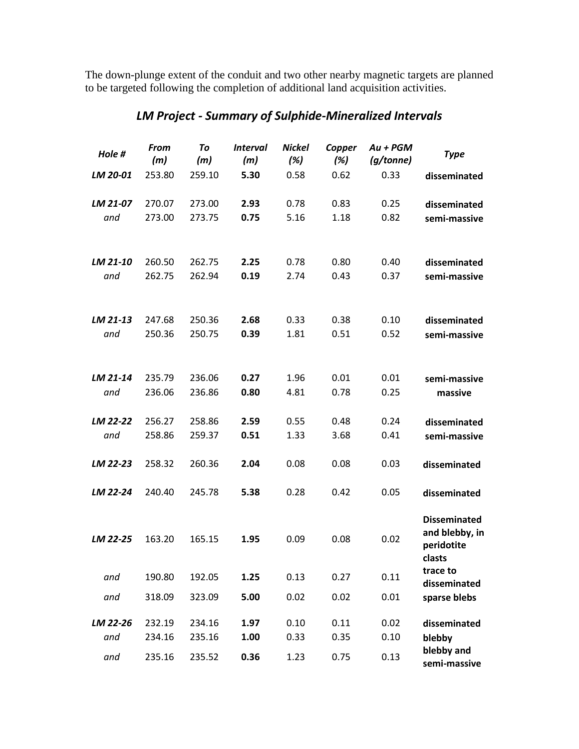The down-plunge extent of the conduit and two other nearby magnetic targets are planned to be targeted following the completion of additional land acquisition activities.

## *LM Project - Summary of Sulphide-Mineralized Intervals*

| *Hole #* | *From (m)* | *To (m)* | *Interval (m)* | *Nickel (%)* | *Copper (%)* | *Au + PGM (g/tonne)* | *Type* |
|---|---|---|---|---|---|---|---|
| ***LM 20-01*** | 253.80 | 259.10 | **5.30** | 0.58 | 0.62 | 0.33 | **disseminated** |
| ***LM 21-07*** | 270.07 | 273.00 | **2.93** | 0.78 | 0.83 | 0.25 | **disseminated** |
| *and* | 273.00 | 273.75 | **0.75** | 5.16 | 1.18 | 0.82 | **semi-massive** |
| ***LM 21-10*** | 260.50 | 262.75 | **2.25** | 0.78 | 0.80 | 0.40 | **disseminated** |
| *and* | 262.75 | 262.94 | **0.19** | 2.74 | 0.43 | 0.37 | **semi-massive** |
| ***LM 21-13*** | 247.68 | 250.36 | **2.68** | 0.33 | 0.38 | 0.10 | **disseminated** |
| *and* | 250.36 | 250.75 | **0.39** | 1.81 | 0.51 | 0.52 | **semi-massive** |
| ***LM 21-14*** | 235.79 | 236.06 | **0.27** | 1.96 | 0.01 | 0.01 | **semi-massive** |
| *and* | 236.06 | 236.86 | **0.80** | 4.81 | 0.78 | 0.25 | **massive** |
| ***LM 22-22*** | 256.27 | 258.86 | **2.59** | 0.55 | 0.48 | 0.24 | **disseminated** |
| *and* | 258.86 | 259.37 | **0.51** | 1.33 | 3.68 | 0.41 | **semi-massive** |
| ***LM 22-23*** | 258.32 | 260.36 | **2.04** | 0.08 | 0.08 | 0.03 | **disseminated** |
| ***LM 22-24*** | 240.40 | 245.78 | **5.38** | 0.28 | 0.42 | 0.05 | **disseminated** |
| ***LM 22-25*** | 163.20 | 165.15 | **1.95** | 0.09 | 0.08 | 0.02 | **Disseminated and blebby, in peridotite clasts** |
| *and* | 190.80 | 192.05 | **1.25** | 0.13 | 0.27 | 0.11 | **trace to disseminated** |
| *and* | 318.09 | 323.09 | **5.00** | 0.02 | 0.02 | 0.01 | **sparse blebs** |
| ***LM 22-26*** | 232.19 | 234.16 | **1.97** | 0.10 | 0.11 | 0.02 | **disseminated** |
| *and* | 234.16 | 235.16 | **1.00** | 0.33 | 0.35 | 0.10 | **blebby** |
| *and* | 235.16 | 235.52 | **0.36** | 1.23 | 0.75 | 0.13 | **blebby and semi-massive** |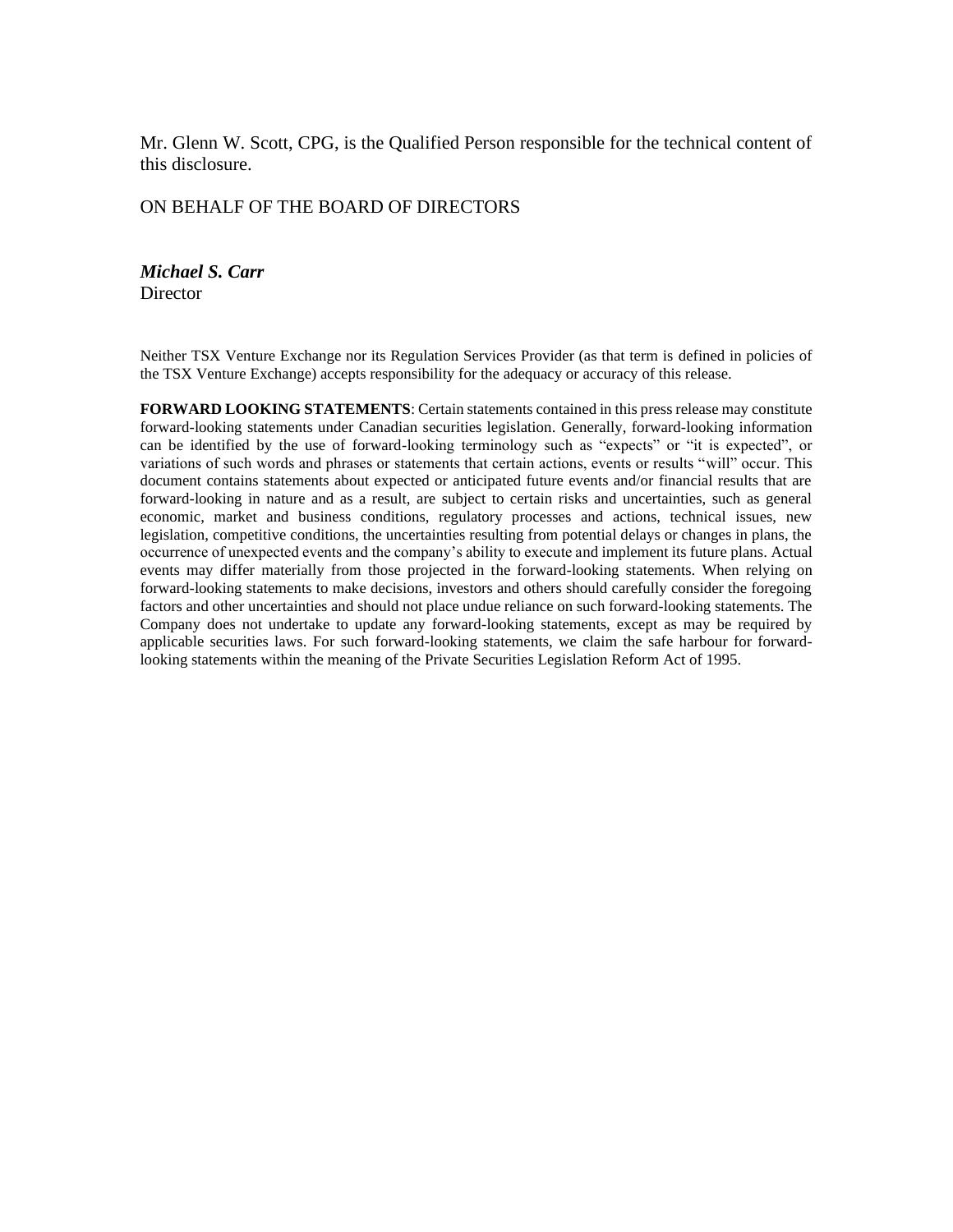Mr. Glenn W. Scott, CPG, is the Qualified Person responsible for the technical content of this disclosure.

ON BEHALF OF THE BOARD OF DIRECTORS

***Michael S. Carr***
Director

Neither TSX Venture Exchange nor its Regulation Services Provider (as that term is defined in policies of the TSX Venture Exchange) accepts responsibility for the adequacy or accuracy of this release.

**FORWARD LOOKING STATEMENTS**: Certain statements contained in this press release may constitute forward-looking statements under Canadian securities legislation. Generally, forward-looking information can be identified by the use of forward-looking terminology such as "expects" or "it is expected", or variations of such words and phrases or statements that certain actions, events or results "will" occur. This document contains statements about expected or anticipated future events and/or financial results that are forward-looking in nature and as a result, are subject to certain risks and uncertainties, such as general economic, market and business conditions, regulatory processes and actions, technical issues, new legislation, competitive conditions, the uncertainties resulting from potential delays or changes in plans, the occurrence of unexpected events and the company's ability to execute and implement its future plans. Actual events may differ materially from those projected in the forward-looking statements. When relying on forward-looking statements to make decisions, investors and others should carefully consider the foregoing factors and other uncertainties and should not place undue reliance on such forward-looking statements. The Company does not undertake to update any forward-looking statements, except as may be required by applicable securities laws. For such forward-looking statements, we claim the safe harbour for forward-looking statements within the meaning of the Private Securities Legislation Reform Act of 1995.